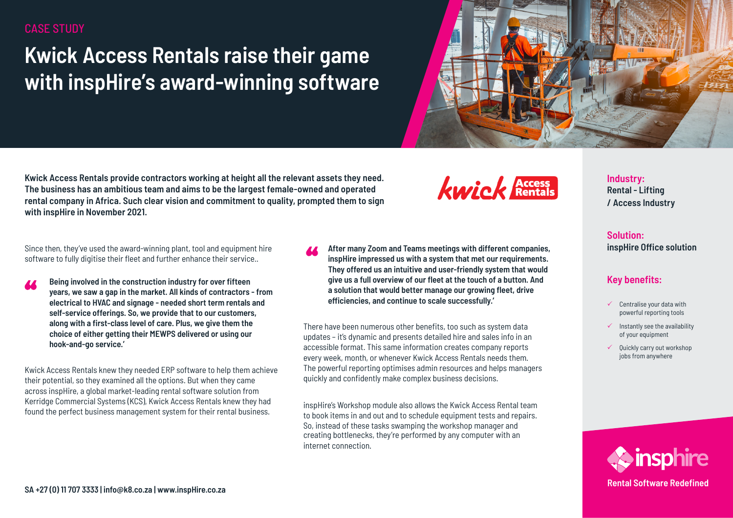CASE STUDY

# Kwick Access Rentals raise their game with inspHire's award-winning software

**Kwick Access Rentals provide contractors working at height all the relevant assets they need. The business has an ambitious team and aims to be the largest female-owned and operated rental company in Africa. Such clear vision and commitment to quality, prompted them to sign with inspHire in November 2021.**

Since then, they've used the award-winning plant, tool and equipment hire software to fully digitise their fleet and further enhance their service..

> **"Being involved in the construction industry for over fifteen years, we saw a gap in the market. All kinds of contractors - from electrical to HVAC and signage - needed short term rentals and self-service offerings. So, we provide that to our customers, along with a first-class level of care. Plus, we give them the choice of either getting their MEWPS delivered or using our hook-and-go service.'**

Kwick Access Rentals knew they needed ERP software to help them achieve their potential, so they examined all the options. But when they came across inspHire, a global market-leading rental software solution from Kerridge Commercial Systems (KCS), Kwick Access Rentals knew they had found the perfect business management system for their rental business.

> **"After many Zoom and Teams meetings with different companies, inspHire impressed us with a system that met our requirements. They offered us an intuitive and user-friendly system that would give us a full overview of our fleet at the touch of a button. And a solution that would better manage our growing fleet, drive efficiencies, and continue to scale successfully.'**

There have been numerous other benefits, too such as system data updates – it's dynamic and presents detailed hire and sales info in an accessible format. This same information creates company reports every week, month, or whenever Kwick Access Rentals needs them. The powerful reporting optimises admin resources and helps managers quickly and confidently make complex business decisions.

inspHire's Workshop module also allows the Kwick Access Rental team to book items in and out and to schedule equipment tests and repairs. So, instead of these tasks swamping the workshop manager and creating bottlenecks, they're performed by any computer with an internet connection.

**Industry:**
**Rental - Lifting / Access Industry**

**Solution:**
**inspHire Office solution**

**Key benefits:**

- ✓ Centralise your data with powerful reporting tools
- ✓ Instantly see the availability of your equipment
- ✓ Quickly carry out workshop jobs from anywhere

**Rental Software Redefined**

**SA +27 (0) 11 707 3333 | info@k8.co.za | www.inspHire.co.za**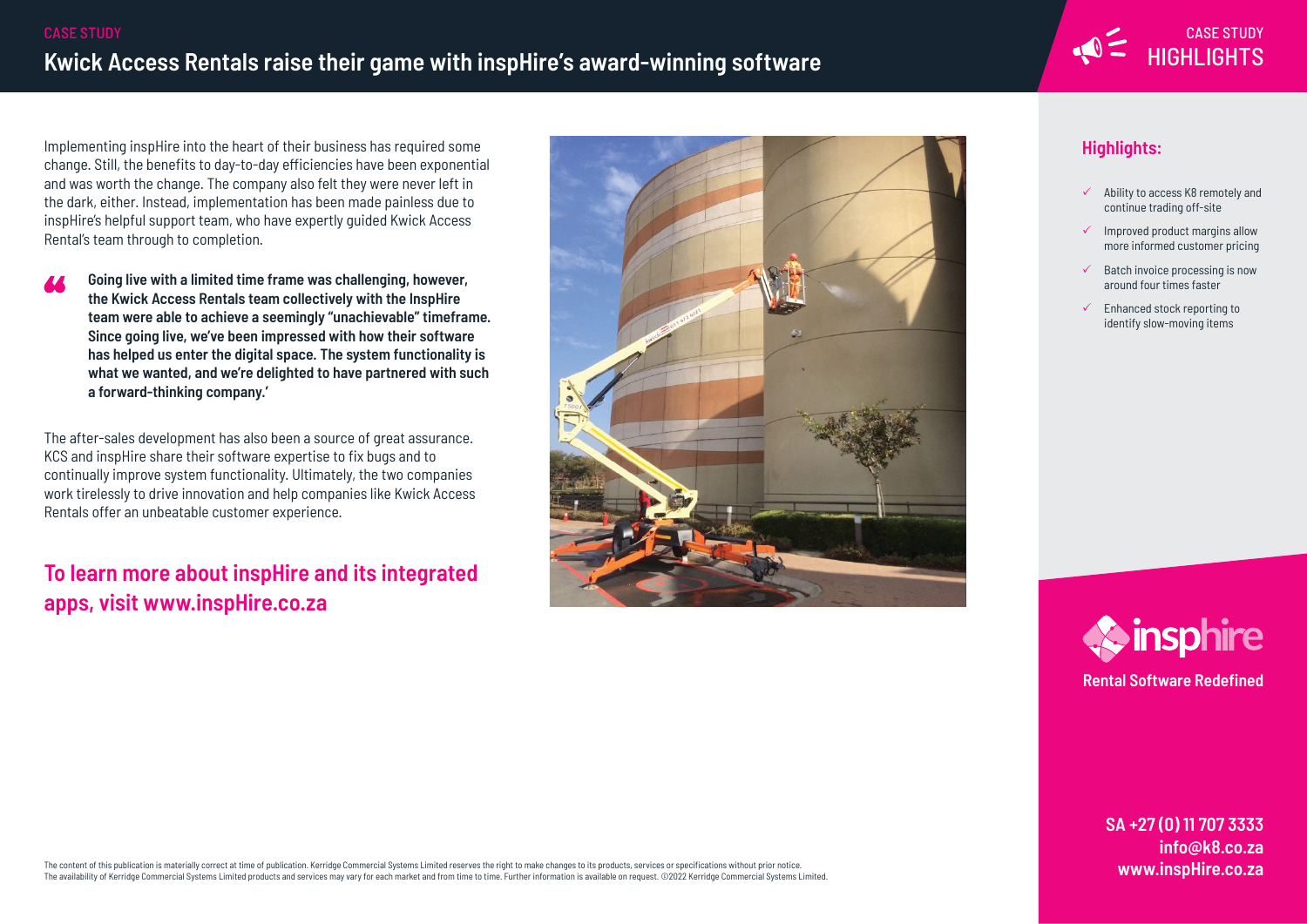CASE STUDY

# Kwick Access Rentals raise their game with inspHire's award-winning software

Implementing inspHire into the heart of their business has required some change. Still, the benefits to day-to-day efficiencies have been exponential and was worth the change. The company also felt they were never left in the dark, either. Instead, implementation has been made painless due to inspHire's helpful support team, who have expertly guided Kwick Access Rental's team through to completion.

> **Going live with a limited time frame was challenging, however, the Kwick Access Rentals team collectively with the InspHire team were able to achieve a seemingly "unachievable" timeframe. Since going live, we've been impressed with how their software has helped us enter the digital space. The system functionality is what we wanted, and we're delighted to have partnered with such a forward-thinking company.'**

The after-sales development has also been a source of great assurance. KCS and inspHire share their software expertise to fix bugs and to continually improve system functionality. Ultimately, the two companies work tirelessly to drive innovation and help companies like Kwick Access Rentals offer an unbeatable customer experience.

## To learn more about inspHire and its integrated apps, visit www.inspHire.co.za

CASE STUDY HIGHLIGHTS

### Highlights:

- ✓ Ability to access K8 remotely and continue trading off-site
- ✓ Improved product margins allow more informed customer pricing
- ✓ Batch invoice processing is now around four times faster
- ✓ Enhanced stock reporting to identify slow-moving items

insphire

**Rental Software Redefined**

**SA +27 (0) 11 707 3333**
**info@k8.co.za**
**www.inspHire.co.za**

The content of this publication is materially correct at time of publication. Kerridge Commercial Systems Limited reserves the right to make changes to its products, services or specifications without prior notice. The availability of Kerridge Commercial Systems Limited products and services may vary for each market and from time to time. Further information is available on request. ©2022 Kerridge Commercial Systems Limited.